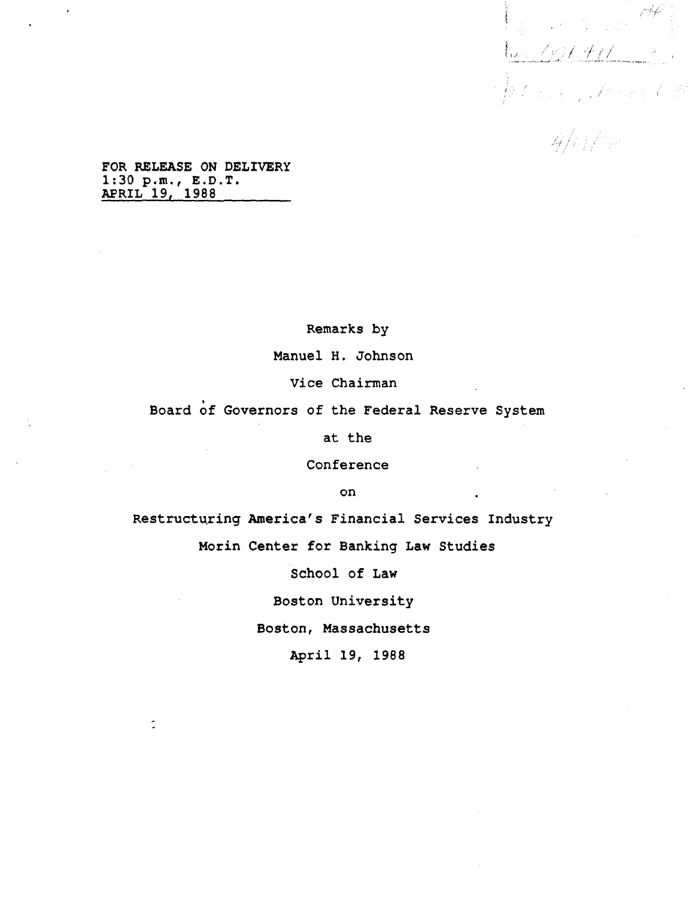FOR RELEASE ON DELIVERY
1:30 p.m., E.D.T.
APRIL 19, 1988

Remarks by

Manuel H. Johnson

Vice Chairman

Board of Governors of the Federal Reserve System

at the

Conference

on

Restructuring America's Financial Services Industry

Morin Center for Banking Law Studies

School of Law

Boston University

Boston, Massachusetts

April 19, 1988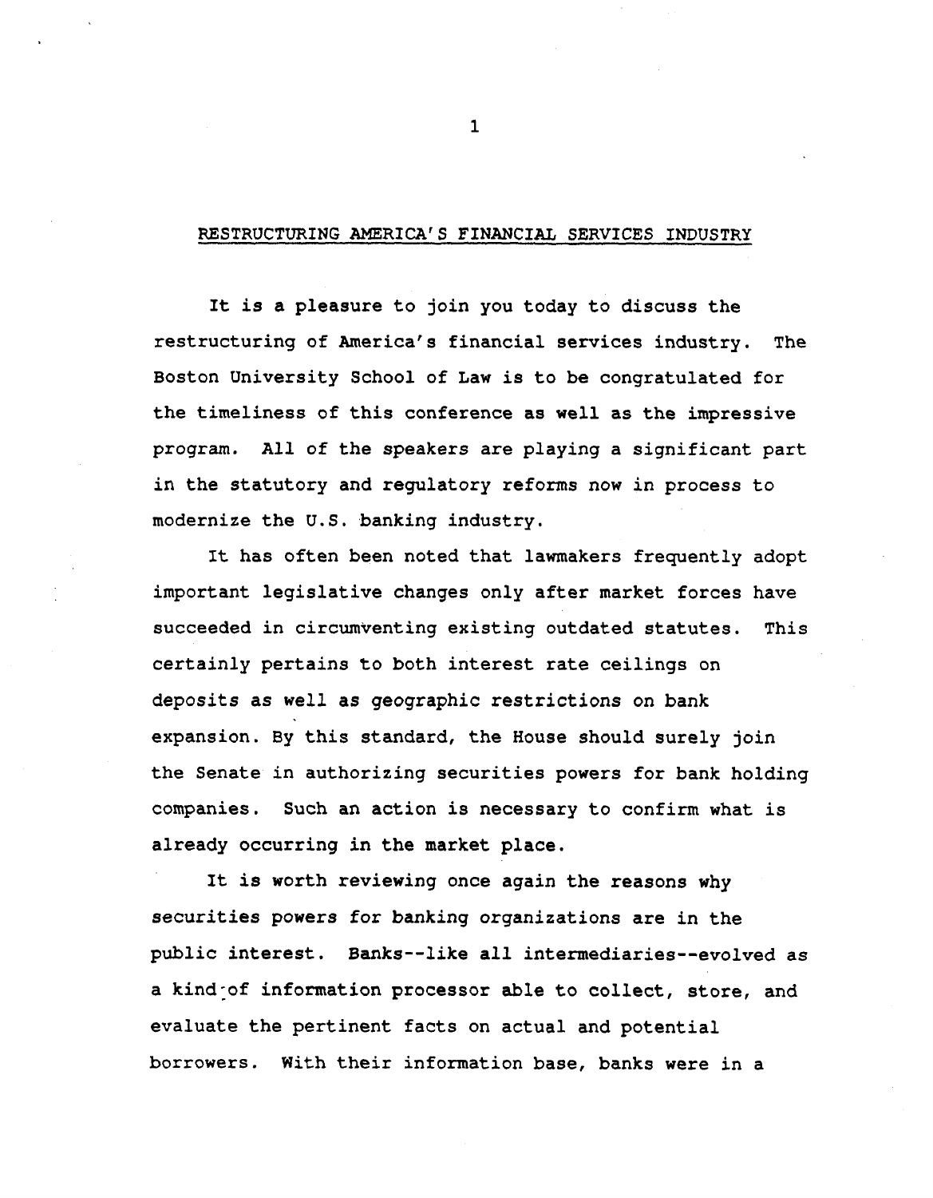## RESTRUCTURING AMERICA'S FINANCIAL SERVICES INDUSTRY

It is a pleasure to join you today to discuss the restructuring of America's financial services industry. The Boston University School of Law is to be congratulated for the timeliness of this conference as well as the impressive program. All of the speakers are playing a significant part in the statutory and regulatory reforms now in process to modernize the U.S. banking industry.

It has often been noted that lawmakers frequently adopt important legislative changes only after market forces have succeeded in circumventing existing outdated statutes. This certainly pertains to both interest rate ceilings on deposits as well as geographic restrictions on bank expansion. By this standard, the House should surely join the Senate in authorizing securities powers for bank holding companies. Such an action is necessary to confirm what is already occurring in the market place.

It is worth reviewing once again the reasons why securities powers for banking organizations are in the public interest. Banks--like all intermediaries--evolved as a kind of information processor able to collect, store, and evaluate the pertinent facts on actual and potential borrowers. With their information base, banks were in a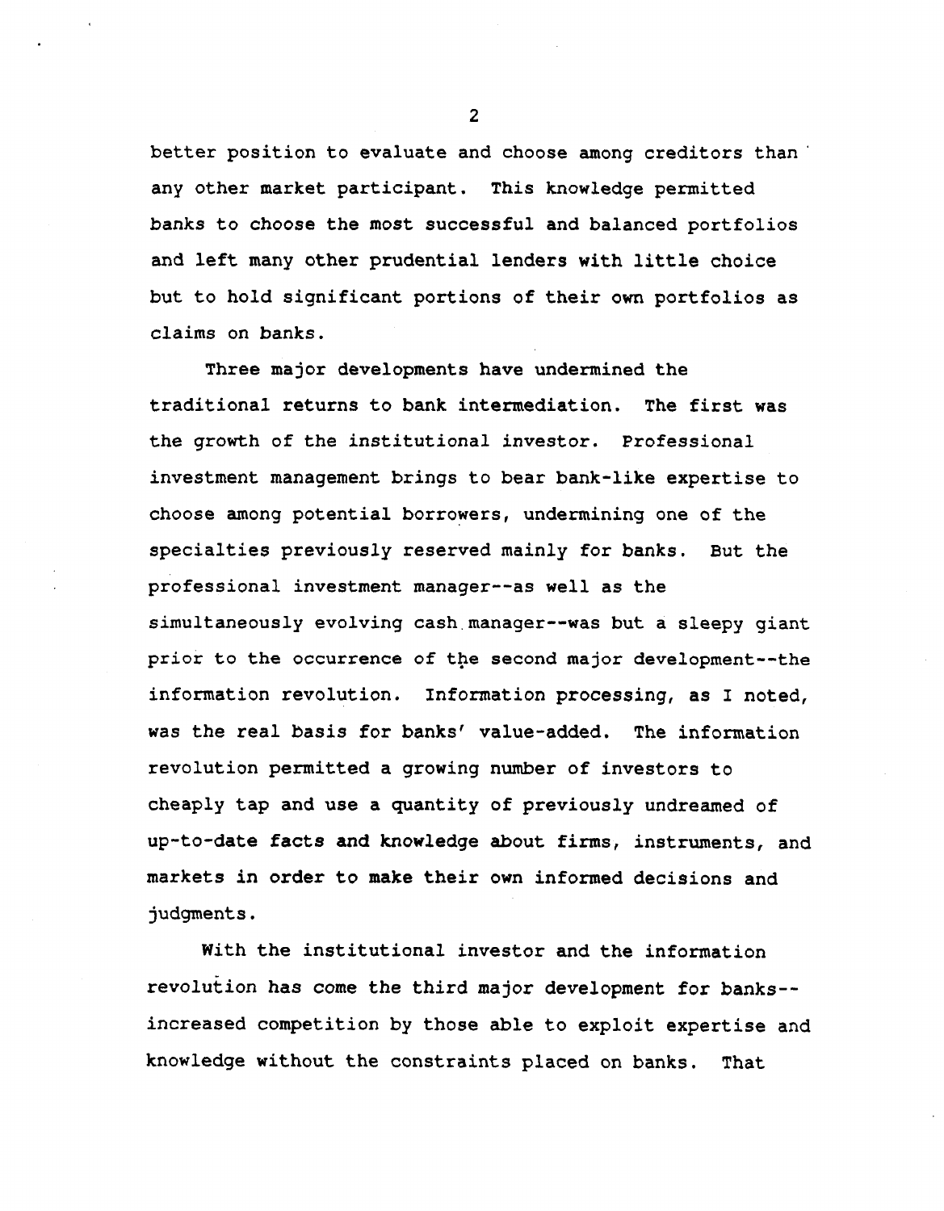better position to evaluate and choose among creditors than any other market participant. This knowledge permitted banks to choose the most successful and balanced portfolios and left many other prudential lenders with little choice but to hold significant portions of their own portfolios as claims on banks.

Three major developments have undermined the traditional returns to bank intermediation. The first was the growth of the institutional investor. Professional investment management brings to bear bank-like expertise to choose among potential borrowers, undermining one of the specialties previously reserved mainly for banks. But the professional investment manager--as well as the simultaneously evolving cash manager--was but a sleepy giant prior to the occurrence of the second major development--the information revolution. Information processing, as I noted, was the real basis for banks' value-added. The information revolution permitted a growing number of investors to cheaply tap and use a quantity of previously undreamed of up-to-date facts and knowledge about firms, instruments, and markets in order to make their own informed decisions and judgments.

With the institutional investor and the information revolution has come the third major development for banks--increased competition by those able to exploit expertise and knowledge without the constraints placed on banks. That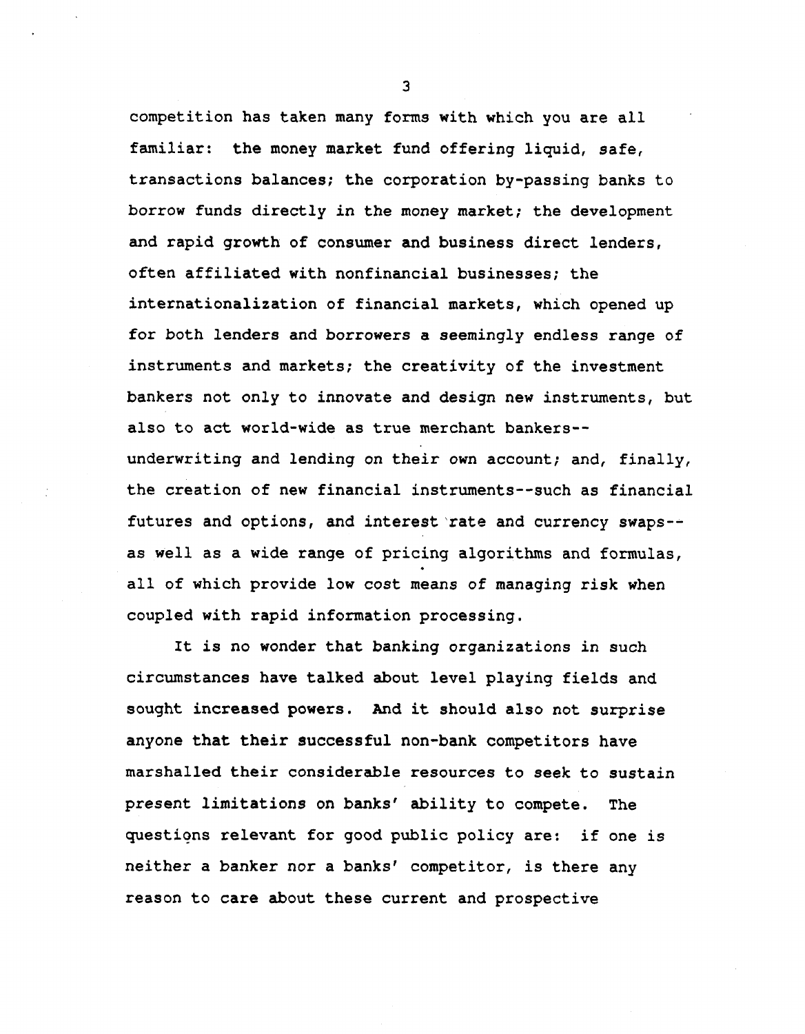competition has taken many forms with which you are all familiar: the money market fund offering liquid, safe, transactions balances; the corporation by-passing banks to borrow funds directly in the money market; the development and rapid growth of consumer and business direct lenders, often affiliated with nonfinancial businesses; the internationalization of financial markets, which opened up for both lenders and borrowers a seemingly endless range of instruments and markets; the creativity of the investment bankers not only to innovate and design new instruments, but also to act world-wide as true merchant bankers--underwriting and lending on their own account; and, finally, the creation of new financial instruments--such as financial futures and options, and interest rate and currency swaps--as well as a wide range of pricing algorithms and formulas, all of which provide low cost means of managing risk when coupled with rapid information processing.

It is no wonder that banking organizations in such circumstances have talked about level playing fields and sought increased powers. And it should also not surprise anyone that their successful non-bank competitors have marshalled their considerable resources to seek to sustain present limitations on banks' ability to compete. The questions relevant for good public policy are: if one is neither a banker nor a banks' competitor, is there any reason to care about these current and prospective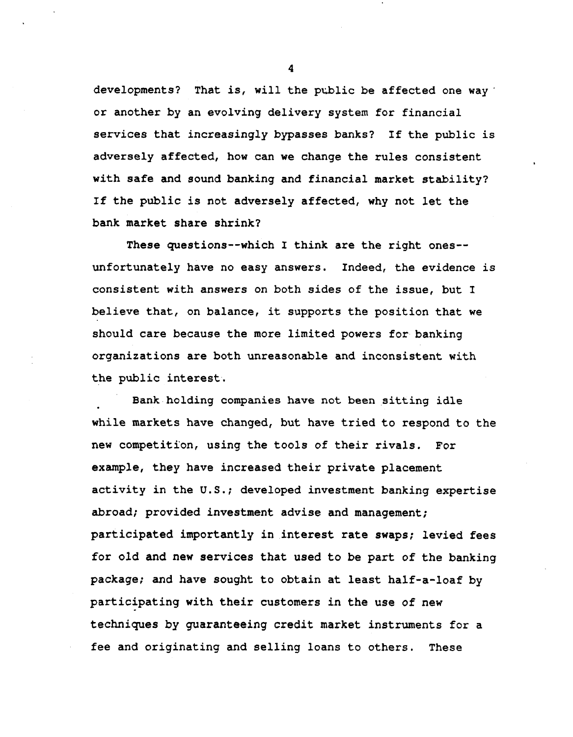developments? That is, will the public be affected one way or another by an evolving delivery system for financial services that increasingly bypasses banks? If the public is adversely affected, how can we change the rules consistent with safe and sound banking and financial market stability? If the public is not adversely affected, why not let the bank market share shrink?

These questions--which I think are the right ones--unfortunately have no easy answers. Indeed, the evidence is consistent with answers on both sides of the issue, but I believe that, on balance, it supports the position that we should care because the more limited powers for banking organizations are both unreasonable and inconsistent with the public interest.

Bank holding companies have not been sitting idle while markets have changed, but have tried to respond to the new competition, using the tools of their rivals. For example, they have increased their private placement activity in the U.S.; developed investment banking expertise abroad; provided investment advise and management; participated importantly in interest rate swaps; levied fees for old and new services that used to be part of the banking package; and have sought to obtain at least half-a-loaf by participating with their customers in the use of new techniques by guaranteeing credit market instruments for a fee and originating and selling loans to others. These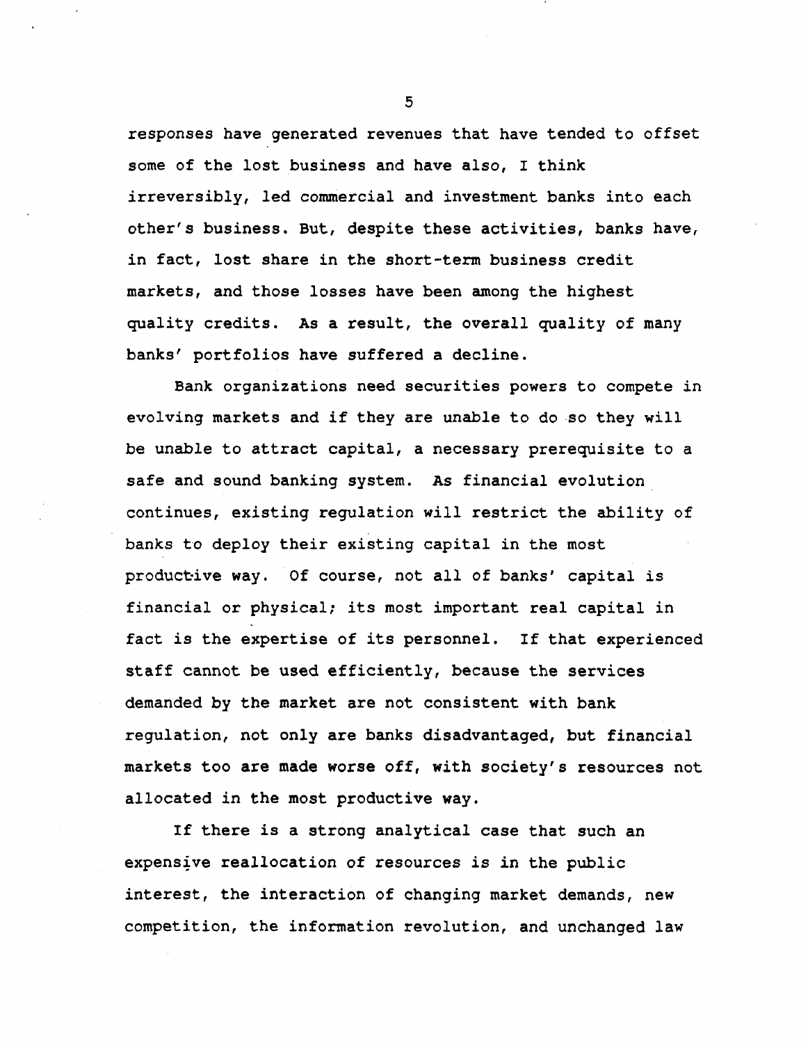responses have generated revenues that have tended to offset some of the lost business and have also, I think irreversibly, led commercial and investment banks into each other's business. But, despite these activities, banks have, in fact, lost share in the short-term business credit markets, and those losses have been among the highest quality credits. As a result, the overall quality of many banks' portfolios have suffered a decline.

Bank organizations need securities powers to compete in evolving markets and if they are unable to do so they will be unable to attract capital, a necessary prerequisite to a safe and sound banking system. As financial evolution continues, existing regulation will restrict the ability of banks to deploy their existing capital in the most productive way. Of course, not all of banks' capital is financial or physical; its most important real capital in fact is the expertise of its personnel. If that experienced staff cannot be used efficiently, because the services demanded by the market are not consistent with bank regulation, not only are banks disadvantaged, but financial markets too are made worse off, with society's resources not allocated in the most productive way.

If there is a strong analytical case that such an expensive reallocation of resources is in the public interest, the interaction of changing market demands, new competition, the information revolution, and unchanged law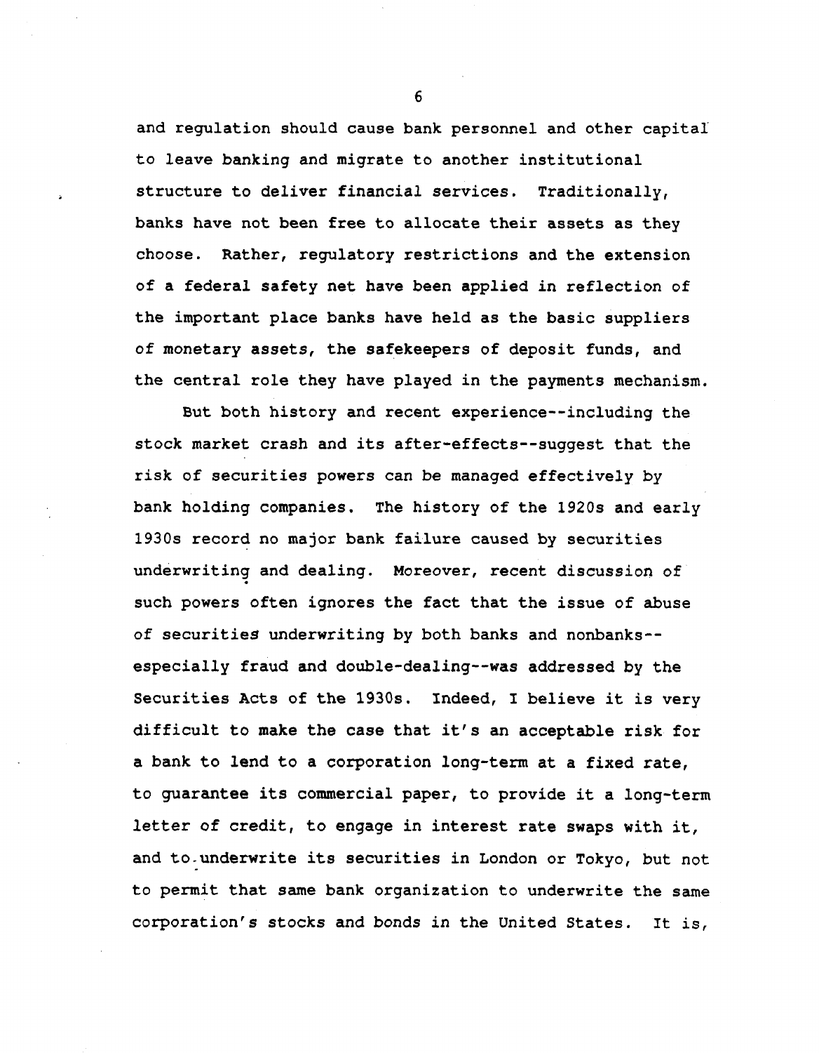and regulation should cause bank personnel and other capital to leave banking and migrate to another institutional structure to deliver financial services. Traditionally, banks have not been free to allocate their assets as they choose. Rather, regulatory restrictions and the extension of a federal safety net have been applied in reflection of the important place banks have held as the basic suppliers of monetary assets, the safekeepers of deposit funds, and the central role they have played in the payments mechanism.

But both history and recent experience--including the stock market crash and its after-effects--suggest that the risk of securities powers can be managed effectively by bank holding companies. The history of the 1920s and early 1930s record no major bank failure caused by securities underwriting and dealing. Moreover, recent discussion of such powers often ignores the fact that the issue of abuse of securities underwriting by both banks and nonbanks--especially fraud and double-dealing--was addressed by the Securities Acts of the 1930s. Indeed, I believe it is very difficult to make the case that it's an acceptable risk for a bank to lend to a corporation long-term at a fixed rate, to guarantee its commercial paper, to provide it a long-term letter of credit, to engage in interest rate swaps with it, and to underwrite its securities in London or Tokyo, but not to permit that same bank organization to underwrite the same corporation's stocks and bonds in the United States. It is,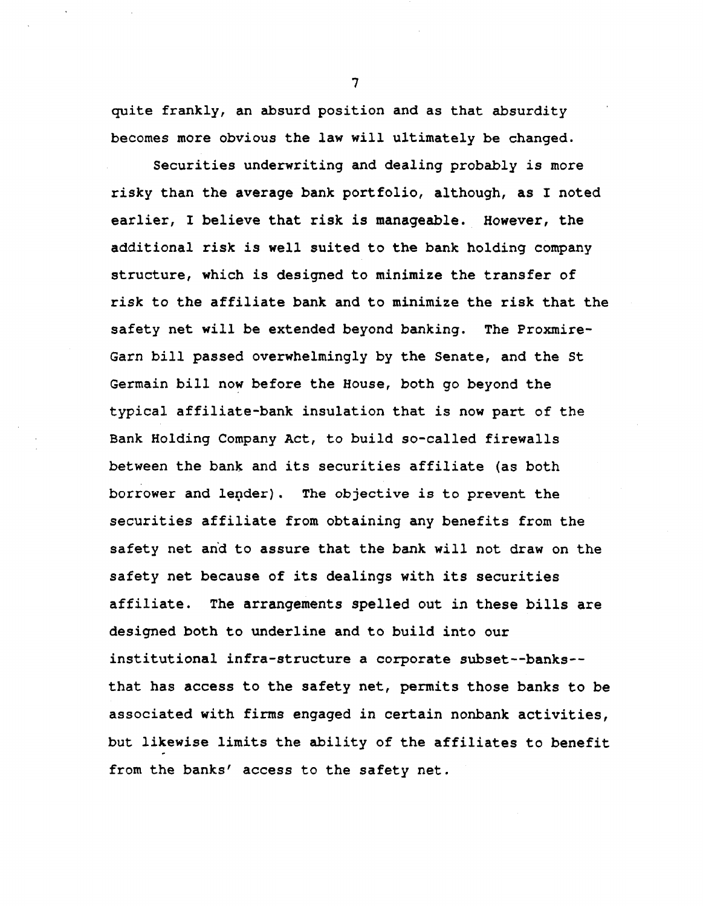quite frankly, an absurd position and as that absurdity becomes more obvious the law will ultimately be changed.

Securities underwriting and dealing probably is more risky than the average bank portfolio, although, as I noted earlier, I believe that risk is manageable. However, the additional risk is well suited to the bank holding company structure, which is designed to minimize the transfer of risk to the affiliate bank and to minimize the risk that the safety net will be extended beyond banking. The Proxmire-Garn bill passed overwhelmingly by the Senate, and the St Germain bill now before the House, both go beyond the typical affiliate-bank insulation that is now part of the Bank Holding Company Act, to build so-called firewalls between the bank and its securities affiliate (as both borrower and lender). The objective is to prevent the securities affiliate from obtaining any benefits from the safety net and to assure that the bank will not draw on the safety net because of its dealings with its securities affiliate. The arrangements spelled out in these bills are designed both to underline and to build into our institutional infra-structure a corporate subset--banks--that has access to the safety net, permits those banks to be associated with firms engaged in certain nonbank activities, but likewise limits the ability of the affiliates to benefit from the banks' access to the safety net.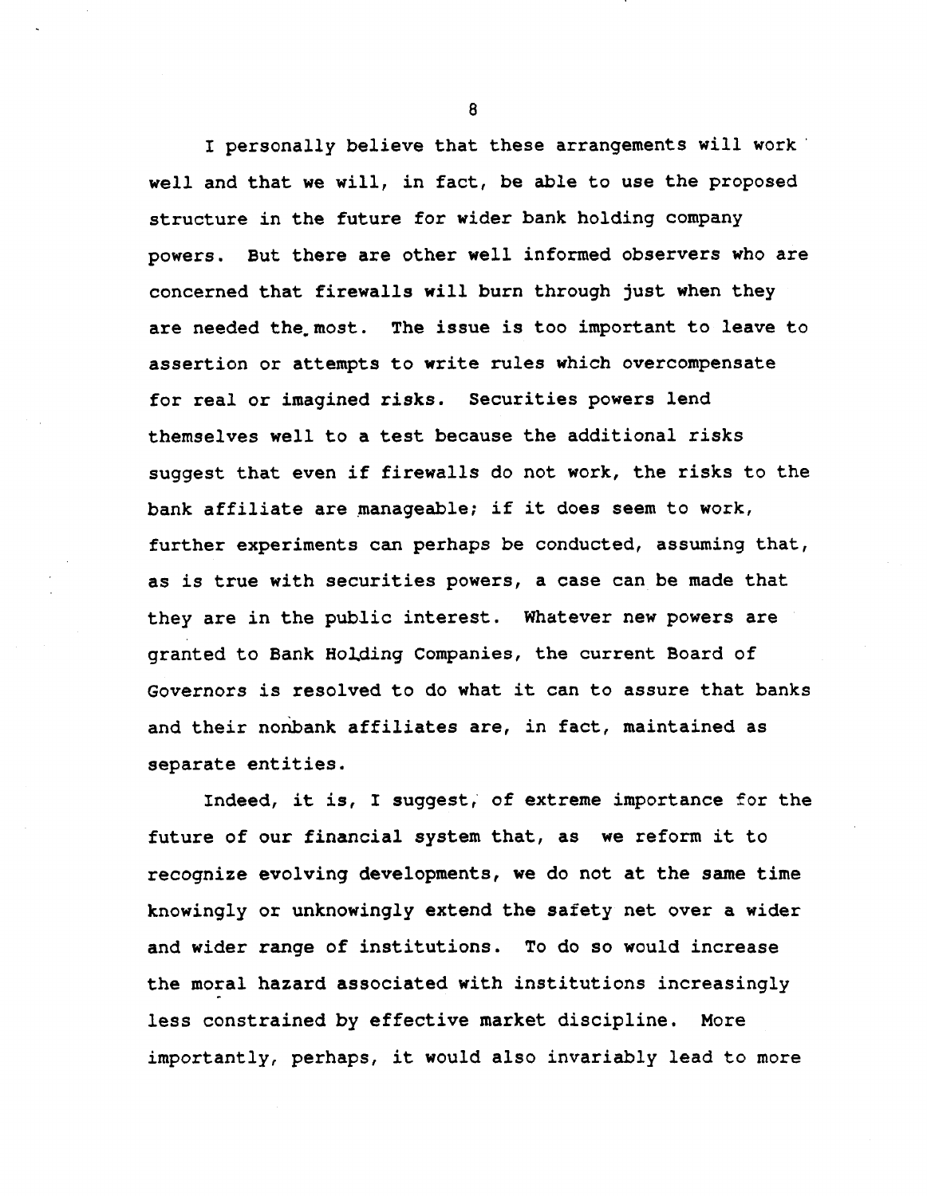I personally believe that these arrangements will work well and that we will, in fact, be able to use the proposed structure in the future for wider bank holding company powers. But there are other well informed observers who are concerned that firewalls will burn through just when they are needed the most. The issue is too important to leave to assertion or attempts to write rules which overcompensate for real or imagined risks. Securities powers lend themselves well to a test because the additional risks suggest that even if firewalls do not work, the risks to the bank affiliate are manageable; if it does seem to work, further experiments can perhaps be conducted, assuming that, as is true with securities powers, a case can be made that they are in the public interest. Whatever new powers are granted to Bank Holding Companies, the current Board of Governors is resolved to do what it can to assure that banks and their nonbank affiliates are, in fact, maintained as separate entities.

Indeed, it is, I suggest, of extreme importance for the future of our financial system that, as we reform it to recognize evolving developments, we do not at the same time knowingly or unknowingly extend the safety net over a wider and wider range of institutions. To do so would increase the moral hazard associated with institutions increasingly less constrained by effective market discipline. More importantly, perhaps, it would also invariably lead to more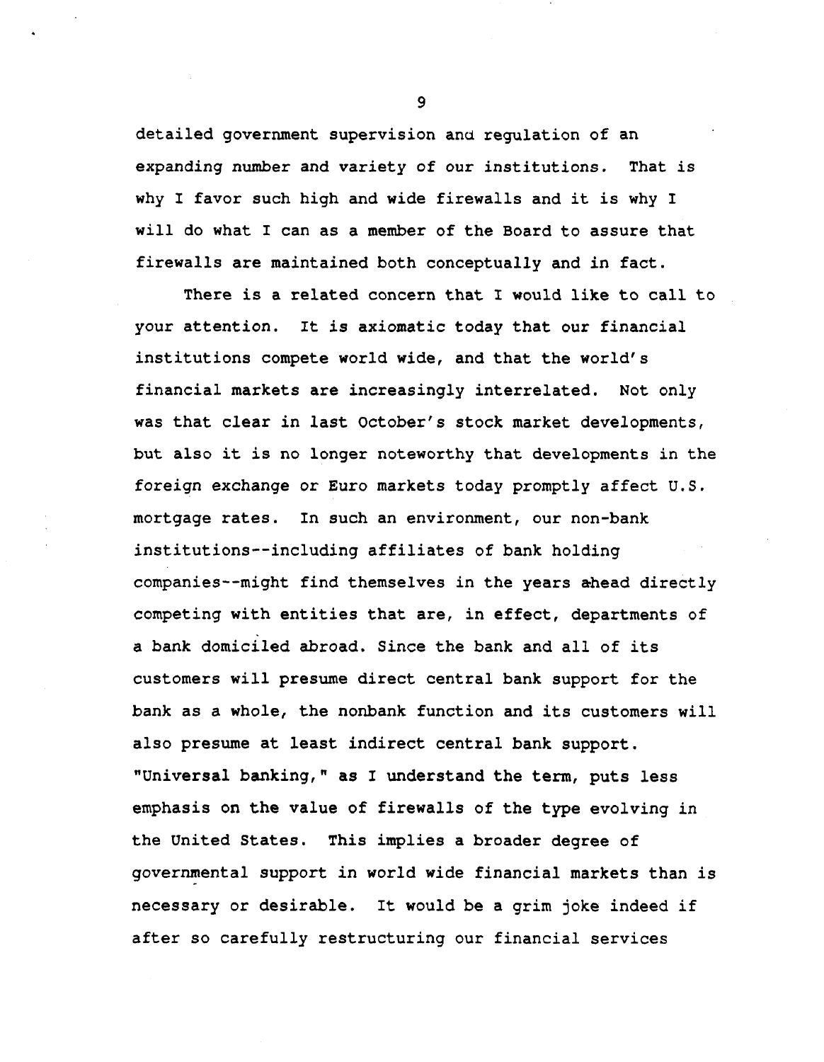detailed government supervision and regulation of an expanding number and variety of our institutions. That is why I favor such high and wide firewalls and it is why I will do what I can as a member of the Board to assure that firewalls are maintained both conceptually and in fact.

There is a related concern that I would like to call to your attention. It is axiomatic today that our financial institutions compete world wide, and that the world's financial markets are increasingly interrelated. Not only was that clear in last October's stock market developments, but also it is no longer noteworthy that developments in the foreign exchange or Euro markets today promptly affect U.S. mortgage rates. In such an environment, our non-bank institutions--including affiliates of bank holding companies--might find themselves in the years ahead directly competing with entities that are, in effect, departments of a bank domiciled abroad. Since the bank and all of its customers will presume direct central bank support for the bank as a whole, the nonbank function and its customers will also presume at least indirect central bank support. "Universal banking," as I understand the term, puts less emphasis on the value of firewalls of the type evolving in the United States. This implies a broader degree of governmental support in world wide financial markets than is necessary or desirable. It would be a grim joke indeed if after so carefully restructuring our financial services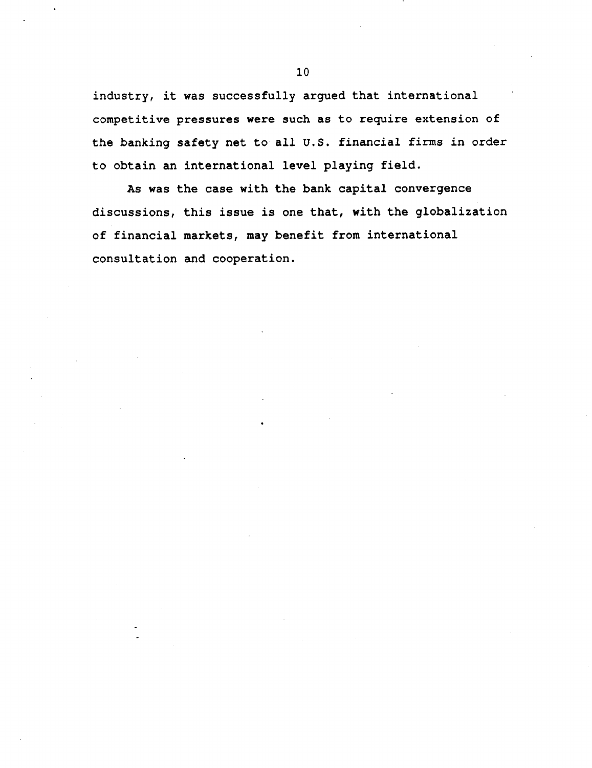industry, it was successfully argued that international competitive pressures were such as to require extension of the banking safety net to all U.S. financial firms in order to obtain an international level playing field.

As was the case with the bank capital convergence discussions, this issue is one that, with the globalization of financial markets, may benefit from international consultation and cooperation.